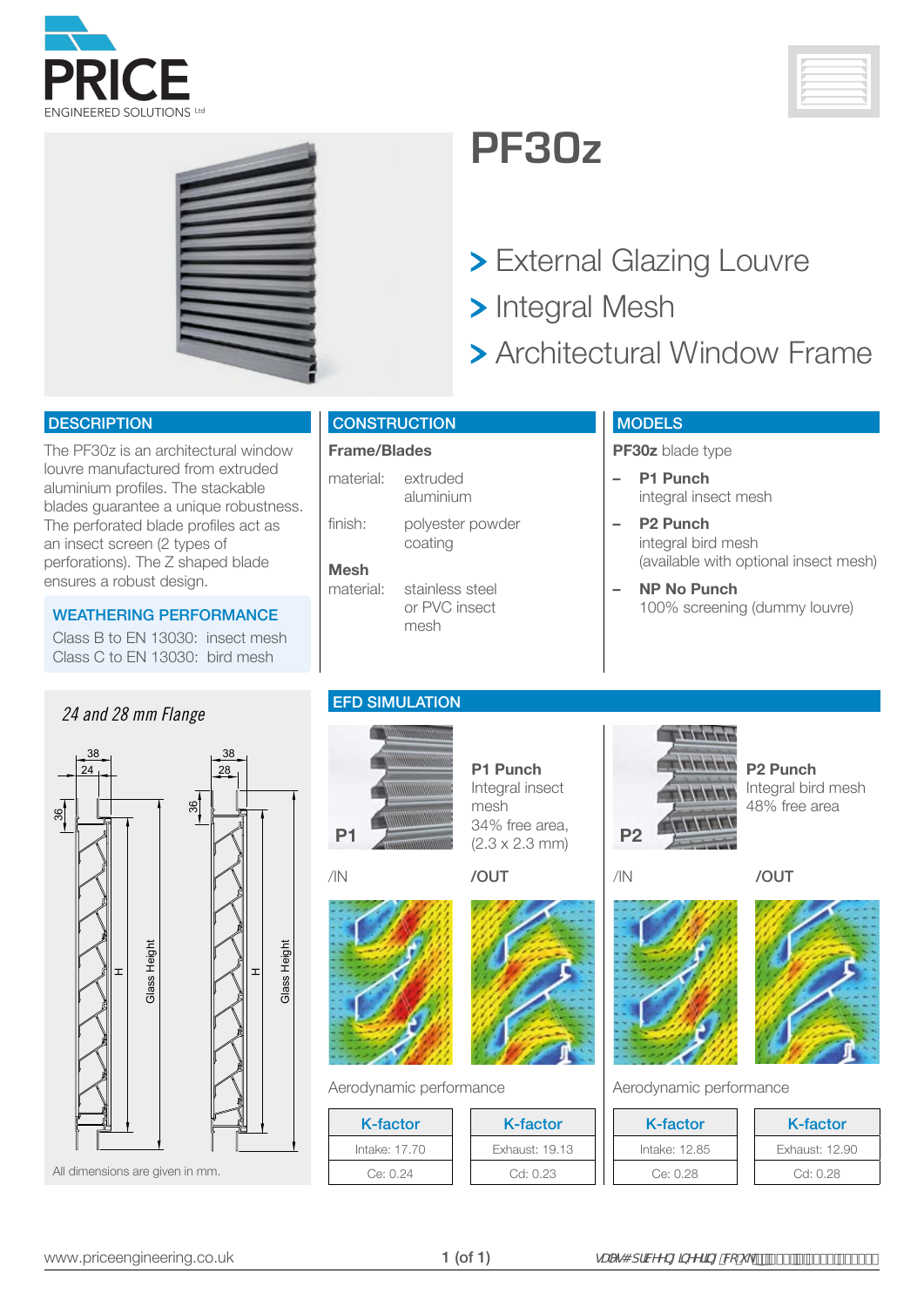# PF30z

> External Glazing Louvre
> Integral Mesh
> Architectural Window Frame

## DESCRIPTION

The PF30z is an architectural window louvre manufactured from extruded aluminium profiles. The stackable blades guarantee a unique robustness. The perforated blade profiles act as an insect screen (2 types of perforations). The Z shaped blade ensures a robust design.

### WEATHERING PERFORMANCE

Class B to EN 13030: insect mesh
Class C to EN 13030: bird mesh

## CONSTRUCTION

**Frame/Blades**

| | |
|---|---|
| material: | extruded aluminium |
| finish: | polyester powder coating |

**Mesh**

| | |
|---|---|
| material: | stainless steel or PVC insect mesh |

## MODELS

**PF30z** blade type

- **P1 Punch**
  integral insect mesh
- **P2 Punch**
  integral bird mesh
  (available with optional insect mesh)
- **NP No Punch**
  100% screening (dummy louvre)

*24 and 28 mm Flange*

All dimensions are given in mm.

## EFD SIMULATION

**P1 Punch**
Integral insect mesh
34% free area,
(2.3 x 2.3 mm)

/IN /OUT

Aerodynamic performance

| K-factor | K-factor |
|---|---|
| Intake: 17.70 | Exhaust: 19.13 |
| Ce: 0.24 | Cd: 0.23 |

**P2 Punch**
Integral bird mesh
48% free area

/IN /OUT

Aerodynamic performance

| K-factor | K-factor |
|---|---|
| Intake: 12.85 | Exhaust: 12.90 |
| Ce: 0.28 | Cd: 0.28 |

www.priceengineering.co.uk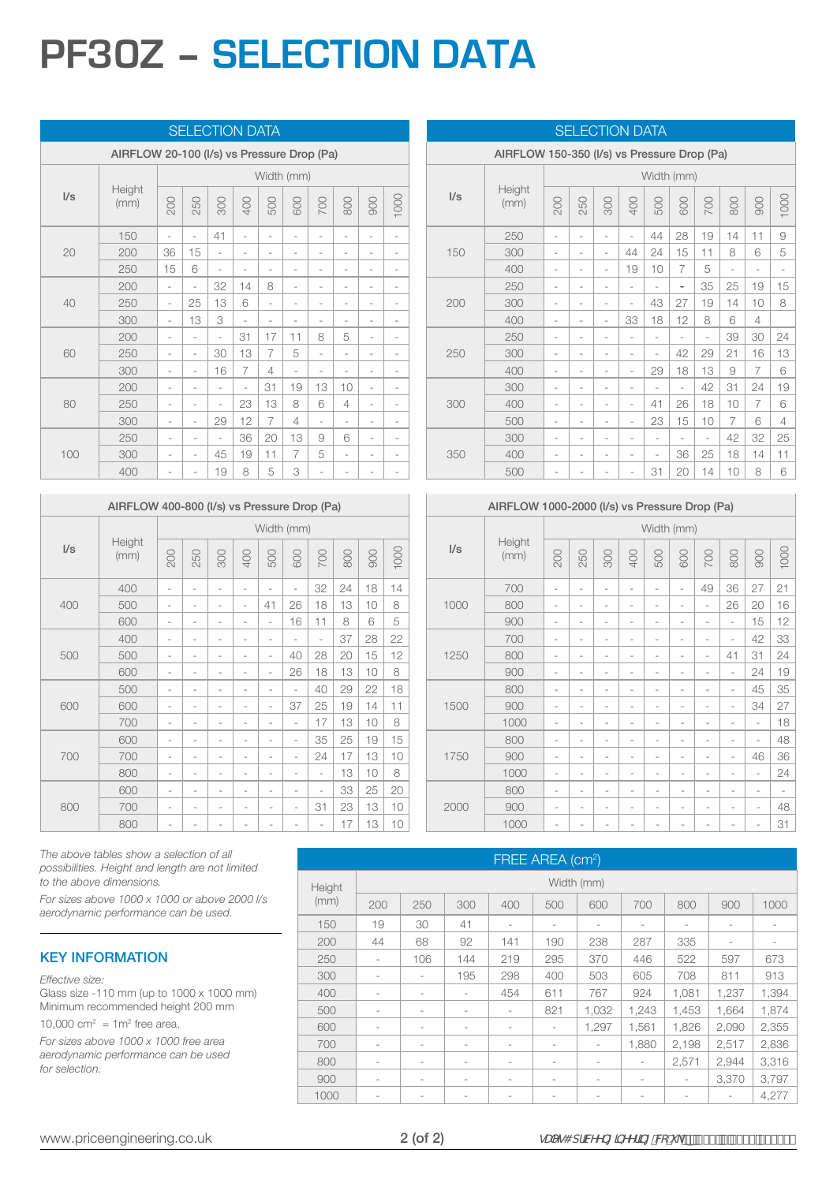# PF30Z – SELECTION DATA

## SELECTION DATA

AIRFLOW 20-100 (l/s) vs Pressure Drop (Pa)

| l/s | Height (mm) | Width (mm) 200 | 250 | 300 | 400 | 500 | 600 | 700 | 800 | 900 | 1000 |
|---|---|---|---|---|---|---|---|---|---|---|---|
| 20 | 150 | - | - | 41 | - | - | - | - | - | - | - |
| | 200 | 36 | 15 | - | - | - | - | - | - | - | - |
| | 250 | 15 | 6 | - | - | - | - | - | - | - | - |
| 40 | 200 | - | - | 32 | 14 | 8 | - | - | - | - | - |
| | 250 | - | 25 | 13 | 6 | - | - | - | - | - | - |
| | 300 | - | 13 | 3 | - | - | - | - | - | - | - |
| 60 | 200 | - | - | - | 31 | 17 | 11 | 8 | 5 | - | - |
| | 250 | - | - | 30 | 13 | 7 | 5 | - | - | - | - |
| | 300 | - | - | 16 | 7 | 4 | - | - | - | - | - |
| 80 | 200 | - | - | - | - | 31 | 19 | 13 | 10 | - | - |
| | 250 | - | - | - | 23 | 13 | 8 | 6 | 4 | - | - |
| | 300 | - | - | 29 | 12 | 7 | 4 | - | - | - | - |
| 100 | 250 | - | - | - | 36 | 20 | 13 | 9 | 6 | - | - |
| | 300 | - | - | 45 | 19 | 11 | 7 | 5 | - | - | - |
| | 400 | - | - | 19 | 8 | 5 | 3 | - | - | - | - |

## SELECTION DATA

AIRFLOW 150-350 (l/s) vs Pressure Drop (Pa)

| l/s | Height (mm) | Width (mm) 200 | 250 | 300 | 400 | 500 | 600 | 700 | 800 | 900 | 1000 |
|---|---|---|---|---|---|---|---|---|---|---|---|
| 150 | 250 | - | - | - | - | 44 | 28 | 19 | 14 | 11 | 9 |
| | 300 | - | - | - | 44 | 24 | 15 | 11 | 8 | 6 | 5 |
| | 400 | - | - | - | 19 | 10 | 7 | 5 | - | - | - |
| 200 | 250 | - | - | - | - | - | - | 35 | 25 | 19 | 15 |
| | 300 | - | - | - | - | 43 | 27 | 19 | 14 | 10 | 8 |
| | 400 | - | - | - | 33 | 18 | 12 | 8 | 6 | 4 | |
| 250 | 250 | - | - | - | - | - | - | - | 39 | 30 | 24 |
| | 300 | - | - | - | - | - | 42 | 29 | 21 | 16 | 13 |
| | 400 | - | - | - | - | 29 | 18 | 13 | 9 | 7 | 6 |
| 300 | 300 | - | - | - | - | - | - | 42 | 31 | 24 | 19 |
| | 400 | - | - | - | - | 41 | 26 | 18 | 10 | 7 | 6 |
| | 500 | - | - | - | - | 23 | 15 | 10 | 7 | 6 | 4 |
| 350 | 300 | - | - | - | - | - | - | - | 42 | 32 | 25 |
| | 400 | - | - | - | - | - | 36 | 25 | 18 | 14 | 11 |
| | 500 | - | - | - | - | 31 | 20 | 14 | 10 | 8 | 6 |

AIRFLOW 400-800 (l/s) vs Pressure Drop (Pa)

| l/s | Height (mm) | Width (mm) 200 | 250 | 300 | 400 | 500 | 600 | 700 | 800 | 900 | 1000 |
|---|---|---|---|---|---|---|---|---|---|---|---|
| 400 | 400 | - | - | - | - | - | - | 32 | 24 | 18 | 14 |
| | 500 | - | - | - | - | 41 | 26 | 18 | 13 | 10 | 8 |
| | 600 | - | - | - | - | - | 16 | 11 | 8 | 6 | 5 |
| 500 | 400 | - | - | - | - | - | - | - | 37 | 28 | 22 |
| | 500 | - | - | - | - | - | 40 | 28 | 20 | 15 | 12 |
| | 600 | - | - | - | - | - | 26 | 18 | 13 | 10 | 8 |
| 600 | 500 | - | - | - | - | - | - | 40 | 29 | 22 | 18 |
| | 600 | - | - | - | - | - | 37 | 25 | 19 | 14 | 11 |
| | 700 | - | - | - | - | - | - | 17 | 13 | 10 | 8 |
| 700 | 600 | - | - | - | - | - | - | 35 | 25 | 19 | 15 |
| | 700 | - | - | - | - | - | - | 24 | 17 | 13 | 10 |
| | 800 | - | - | - | - | - | - | - | 13 | 10 | 8 |
| 800 | 600 | - | - | - | - | - | - | - | 33 | 25 | 20 |
| | 700 | - | - | - | - | - | - | 31 | 23 | 13 | 10 |
| | 800 | - | - | - | - | - | - | - | 17 | 13 | 10 |

AIRFLOW 1000-2000 (l/s) vs Pressure Drop (Pa)

| l/s | Height (mm) | Width (mm) 200 | 250 | 300 | 400 | 500 | 600 | 700 | 800 | 900 | 1000 |
|---|---|---|---|---|---|---|---|---|---|---|---|
| 1000 | 700 | - | - | - | - | - | - | 49 | 36 | 27 | 21 |
| | 800 | - | - | - | - | - | - | - | 26 | 20 | 16 |
| | 900 | - | - | - | - | - | - | - | - | 15 | 12 |
| 1250 | 700 | - | - | - | - | - | - | - | - | 42 | 33 |
| | 800 | - | - | - | - | - | - | - | 41 | 31 | 24 |
| | 900 | - | - | - | - | - | - | - | - | 24 | 19 |
| 1500 | 800 | - | - | - | - | - | - | - | - | 45 | 35 |
| | 900 | - | - | - | - | - | - | - | - | 34 | 27 |
| | 1000 | - | - | - | - | - | - | - | - | - | 18 |
| 1750 | 800 | - | - | - | - | - | - | - | - | - | 48 |
| | 900 | - | - | - | - | - | - | - | - | 46 | 36 |
| | 1000 | - | - | - | - | - | - | - | - | - | 24 |
| 2000 | 800 | - | - | - | - | - | - | - | - | - | - |
| | 900 | - | - | - | - | - | - | - | - | - | 48 |
| | 1000 | - | - | - | - | - | - | - | - | - | 31 |

*The above tables show a selection of all possibilities. Height and length are not limited to the above dimensions.*

*For sizes above 1000 x 1000 or above 2000 l/s aerodynamic performance can be used.*

## KEY INFORMATION

*Effective size:*
Glass size -110 mm (up to 1000 x 1000 mm)
Minimum recommended height 200 mm

10,000 $cm^2$ = 1$m^2$ free area.

*For sizes above 1000 x 1000 free area aerodynamic performance can be used for selection.*

## FREE AREA ($cm^2$)

| Height (mm) | Width (mm) 200 | 250 | 300 | 400 | 500 | 600 | 700 | 800 | 900 | 1000 |
|---|---|---|---|---|---|---|---|---|---|---|
| 150 | 19 | 30 | 41 | - | - | - | - | - | - | - |
| 200 | 44 | 68 | 92 | 141 | 190 | 238 | 287 | 335 | - | - |
| 250 | - | 106 | 144 | 219 | 295 | 370 | 446 | 522 | 597 | 673 |
| 300 | - | - | 195 | 298 | 400 | 503 | 605 | 708 | 811 | 913 |
| 400 | - | - | - | 454 | 611 | 767 | 924 | 1,081 | 1,237 | 1,394 |
| 500 | - | - | - | - | 821 | 1,032 | 1,243 | 1,453 | 1,664 | 1,874 |
| 600 | - | - | - | - | - | 1,297 | 1,561 | 1,826 | 2,090 | 2,355 |
| 700 | - | - | - | - | - | - | 1,880 | 2,198 | 2,517 | 2,836 |
| 800 | - | - | - | - | - | - | - | 2,571 | 2,944 | 3,316 |
| 900 | - | - | - | - | - | - | - | - | 3,370 | 3,797 |
| 1000 | - | - | - | - | - | - | - | - | - | 4,277 |

www.priceengineering.co.uk